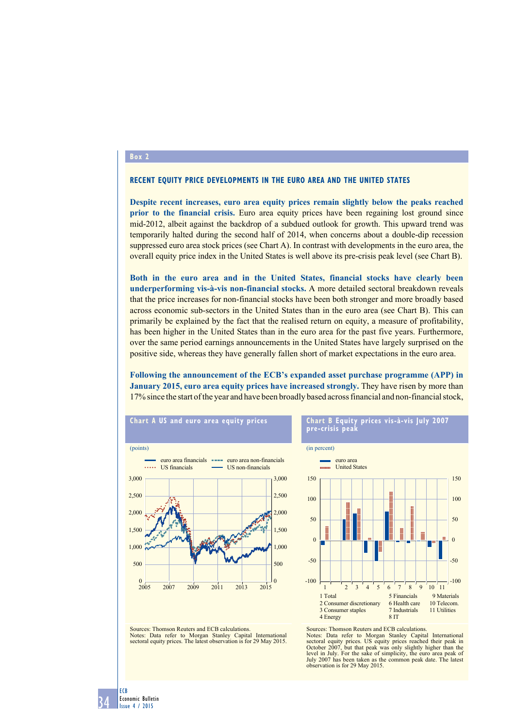**Box 2**

## RECENT EQUITY PRICE DEVELOPMENTS IN THE EURO AREA AND THE UNITED STATES

**Despite recent increases, euro area equity prices remain slightly below the peaks reached prior to the financial crisis.** Euro area equity prices have been regaining lost ground since mid-2012, albeit against the backdrop of a subdued outlook for growth. This upward trend was temporarily halted during the second half of 2014, when concerns about a double-dip recession suppressed euro area stock prices (see Chart A). In contrast with developments in the euro area, the overall equity price index in the United States is well above its pre-crisis peak level (see Chart B).

**Both in the euro area and in the United States, financial stocks have clearly been underperforming vis-à-vis non-financial stocks.** A more detailed sectoral breakdown reveals that the price increases for non-financial stocks have been both stronger and more broadly based across economic sub-sectors in the United States than in the euro area (see Chart B). This can primarily be explained by the fact that the realised return on equity, a measure of profitability, has been higher in the United States than in the euro area for the past five years. Furthermore, over the same period earnings announcements in the United States have largely surprised on the positive side, whereas they have generally fallen short of market expectations in the euro area.

**Following the announcement of the ECB's expanded asset purchase programme (APP) in January 2015, euro area equity prices have increased strongly.** They have risen by more than 17% since the start of the year and have been broadly based across financial and non-financial stock,

**Chart A US and euro area equity prices**

(points)

Legend: euro area financials; euro area non-financials; US financials; US non-financials

Sources: Thomson Reuters and ECB calculations.
Notes: Data refer to Morgan Stanley Capital International sectoral equity prices. The latest observation is for 29 May 2015.

**Chart B Equity prices vis-à-vis July 2007 pre-crisis peak**

(in percent)

Legend: euro area; United States

1 Total
2 Consumer discretionary
3 Consumer staples
4 Energy
5 Financials
6 Health care
7 Industrials
8 IT
9 Materials
10 Telecom.
11 Utilities

Sources: Thomson Reuters and ECB calculations.
Notes: Data refer to Morgan Stanley Capital International sectoral equity prices. US equity prices reached their peak in October 2007, but that peak was only slightly higher than the level in July. For the sake of simplicity, the euro area peak of July 2007 has been taken as the common peak date. The latest observation is for 29 May 2015.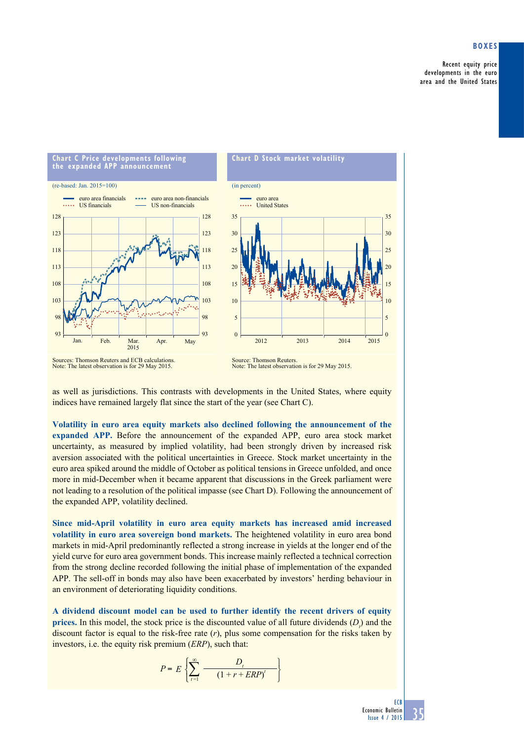**Chart C Price developments following the expanded APP announcement**

(re-based: Jan. 2015=100)

Sources: Thomson Reuters and ECB calculations.
Note: The latest observation is for 29 May 2015.

**Chart D Stock market volatility**

(in percent)

Source: Thomson Reuters.
Note: The latest observation is for 29 May 2015.

as well as jurisdictions. This contrasts with developments in the United States, where equity indices have remained largely flat since the start of the year (see Chart C).

**Volatility in euro area equity markets also declined following the announcement of the expanded APP.** Before the announcement of the expanded APP, euro area stock market uncertainty, as measured by implied volatility, had been strongly driven by increased risk aversion associated with the political uncertainties in Greece. Stock market uncertainty in the euro area spiked around the middle of October as political tensions in Greece unfolded, and once more in mid-December when it became apparent that discussions in the Greek parliament were not leading to a resolution of the political impasse (see Chart D). Following the announcement of the expanded APP, volatility declined.

**Since mid-April volatility in euro area equity markets has increased amid increased volatility in euro area sovereign bond markets.** The heightened volatility in euro area bond markets in mid-April predominantly reflected a strong increase in yields at the longer end of the yield curve for euro area government bonds. This increase mainly reflected a technical correction from the strong decline recorded following the initial phase of implementation of the expanded APP. The sell-off in bonds may also have been exacerbated by investors' herding behaviour in an environment of deteriorating liquidity conditions.

**A dividend discount model can be used to further identify the recent drivers of equity prices.** In this model, the stock price is the discounted value of all future dividends ($D_t$) and the discount factor is equal to the risk-free rate ($r$), plus some compensation for the risks taken by investors, i.e. the equity risk premium ($ERP$), such that:

$$P = E\left\{\sum_{t=1}^{\infty} \frac{D_t}{(1 + r + ERP)^t}\right\}$$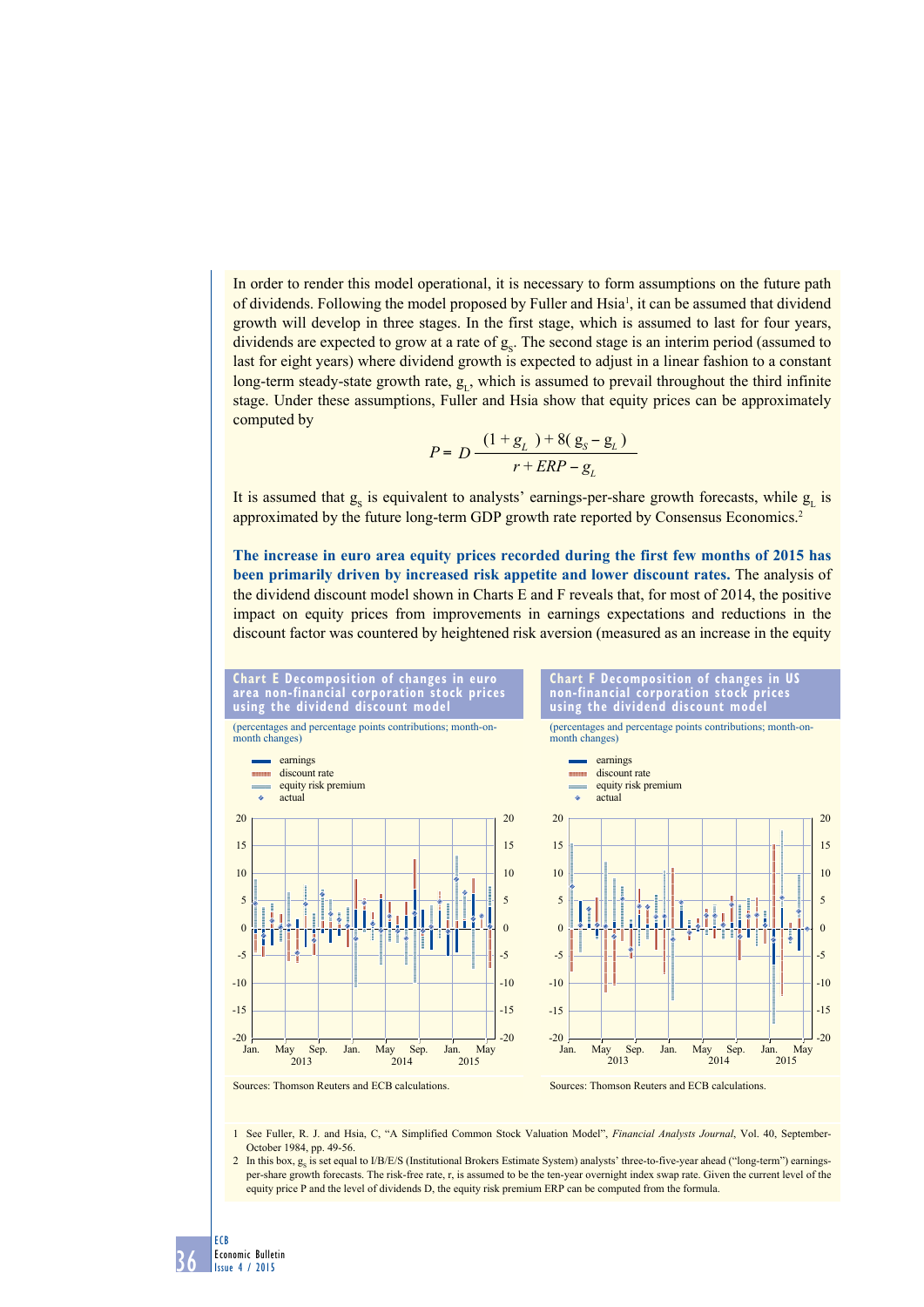In order to render this model operational, it is necessary to form assumptions on the future path of dividends. Following the model proposed by Fuller and Hsia[1], it can be assumed that dividend growth will develop in three stages. In the first stage, which is assumed to last for four years, dividends are expected to grow at a rate of $g_S$. The second stage is an interim period (assumed to last for eight years) where dividend growth is expected to adjust in a linear fashion to a constant long-term steady-state growth rate, $g_L$, which is assumed to prevail throughout the third infinite stage. Under these assumptions, Fuller and Hsia show that equity prices can be approximately computed by

$$P = D\,\frac{(1 + g_L) + 8(g_S - g_L)}{r + ERP - g_L}$$

It is assumed that $g_S$ is equivalent to analysts' earnings-per-share growth forecasts, while $g_L$ is approximated by the future long-term GDP growth rate reported by Consensus Economics.[2]

**The increase in euro area equity prices recorded during the first few months of 2015 has been primarily driven by increased risk appetite and lower discount rates.** The analysis of the dividend discount model shown in Charts E and F reveals that, for most of 2014, the positive impact on equity prices from improvements in earnings expectations and reductions in the discount factor was countered by heightened risk aversion (measured as an increase in the equity

**Chart E Decomposition of changes in euro area non-financial corporation stock prices using the dividend discount model**

(percentages and percentage points contributions; month-on-month changes)

Sources: Thomson Reuters and ECB calculations.

**Chart F Decomposition of changes in US non-financial corporation stock prices using the dividend discount model**

(percentages and percentage points contributions; month-on-month changes)

Sources: Thomson Reuters and ECB calculations.

1 See Fuller, R. J. and Hsia, C, "A Simplified Common Stock Valuation Model", *Financial Analysts Journal*, Vol. 40, September-October 1984, pp. 49-56.

2 In this box, $g_S$ is set equal to I/B/E/S (Institutional Brokers Estimate System) analysts' three-to-five-year ahead ("long-term") earnings-per-share growth forecasts. The risk-free rate, r, is assumed to be the ten-year overnight index swap rate. Given the current level of the equity price P and the level of dividends D, the equity risk premium ERP can be computed from the formula.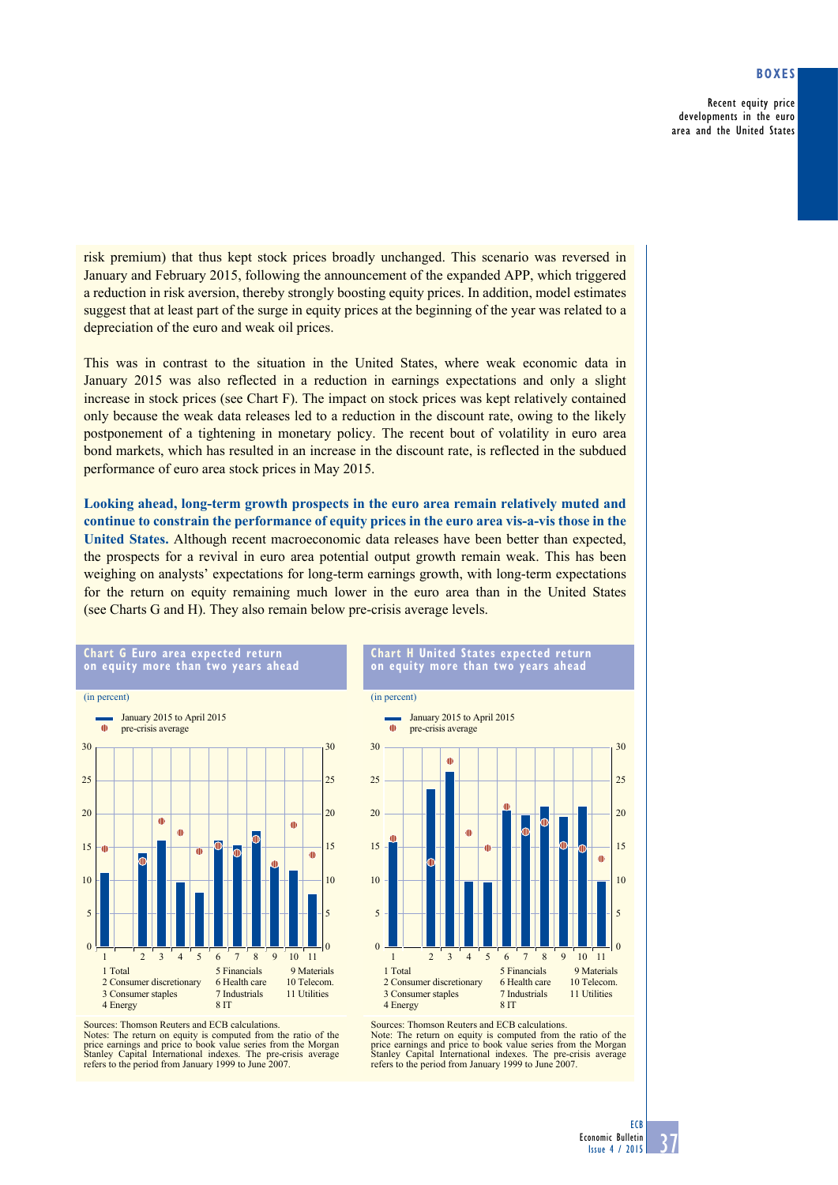risk premium) that thus kept stock prices broadly unchanged. This scenario was reversed in January and February 2015, following the announcement of the expanded APP, which triggered a reduction in risk aversion, thereby strongly boosting equity prices. In addition, model estimates suggest that at least part of the surge in equity prices at the beginning of the year was related to a depreciation of the euro and weak oil prices.

This was in contrast to the situation in the United States, where weak economic data in January 2015 was also reflected in a reduction in earnings expectations and only a slight increase in stock prices (see Chart F). The impact on stock prices was kept relatively contained only because the weak data releases led to a reduction in the discount rate, owing to the likely postponement of a tightening in monetary policy. The recent bout of volatility in euro area bond markets, which has resulted in an increase in the discount rate, is reflected in the subdued performance of euro area stock prices in May 2015.

**Looking ahead, long-term growth prospects in the euro area remain relatively muted and continue to constrain the performance of equity prices in the euro area vis-a-vis those in the United States.** Although recent macroeconomic data releases have been better than expected, the prospects for a revival in euro area potential output growth remain weak. This has been weighing on analysts' expectations for long-term earnings growth, with long-term expectations for the return on equity remaining much lower in the euro area than in the United States (see Charts G and H). They also remain below pre-crisis average levels.

**Chart G Euro area expected return on equity more than two years ahead**

(in percent)

- January 2015 to April 2015
- pre-crisis average

1 Total, 2 Consumer discretionary, 3 Consumer staples, 4 Energy, 5 Financials, 6 Health care, 7 Industrials, 8 IT, 9 Materials, 10 Telecom., 11 Utilities

Sources: Thomson Reuters and ECB calculations.
Notes: The return on equity is computed from the ratio of the price earnings and price to book value series from the Morgan Stanley Capital International indexes. The pre-crisis average refers to the period from January 1999 to June 2007.

**Chart H United States expected return on equity more than two years ahead**

(in percent)

- January 2015 to April 2015
- pre-crisis average

1 Total, 2 Consumer discretionary, 3 Consumer staples, 4 Energy, 5 Financials, 6 Health care, 7 Industrials, 8 IT, 9 Materials, 10 Telecom., 11 Utilities

Sources: Thomson Reuters and ECB calculations.
Note: The return on equity is computed from the ratio of the price earnings and price to book value series from the Morgan Stanley Capital International indexes. The pre-crisis average refers to the period from January 1999 to June 2007.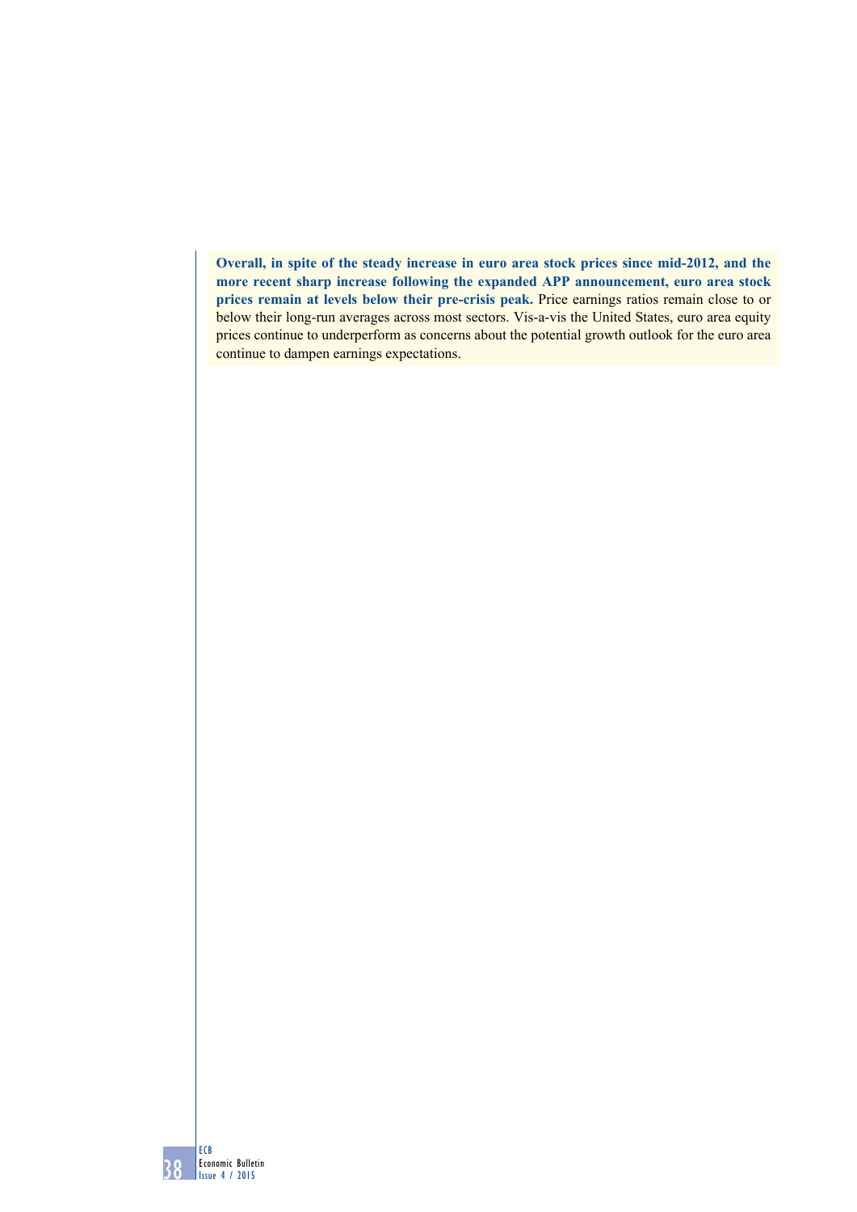**Overall, in spite of the steady increase in euro area stock prices since mid-2012, and the more recent sharp increase following the expanded APP announcement, euro area stock prices remain at levels below their pre-crisis peak.** Price earnings ratios remain close to or below their long-run averages across most sectors. Vis-a-vis the United States, euro area equity prices continue to underperform as concerns about the potential growth outlook for the euro area continue to dampen earnings expectations.